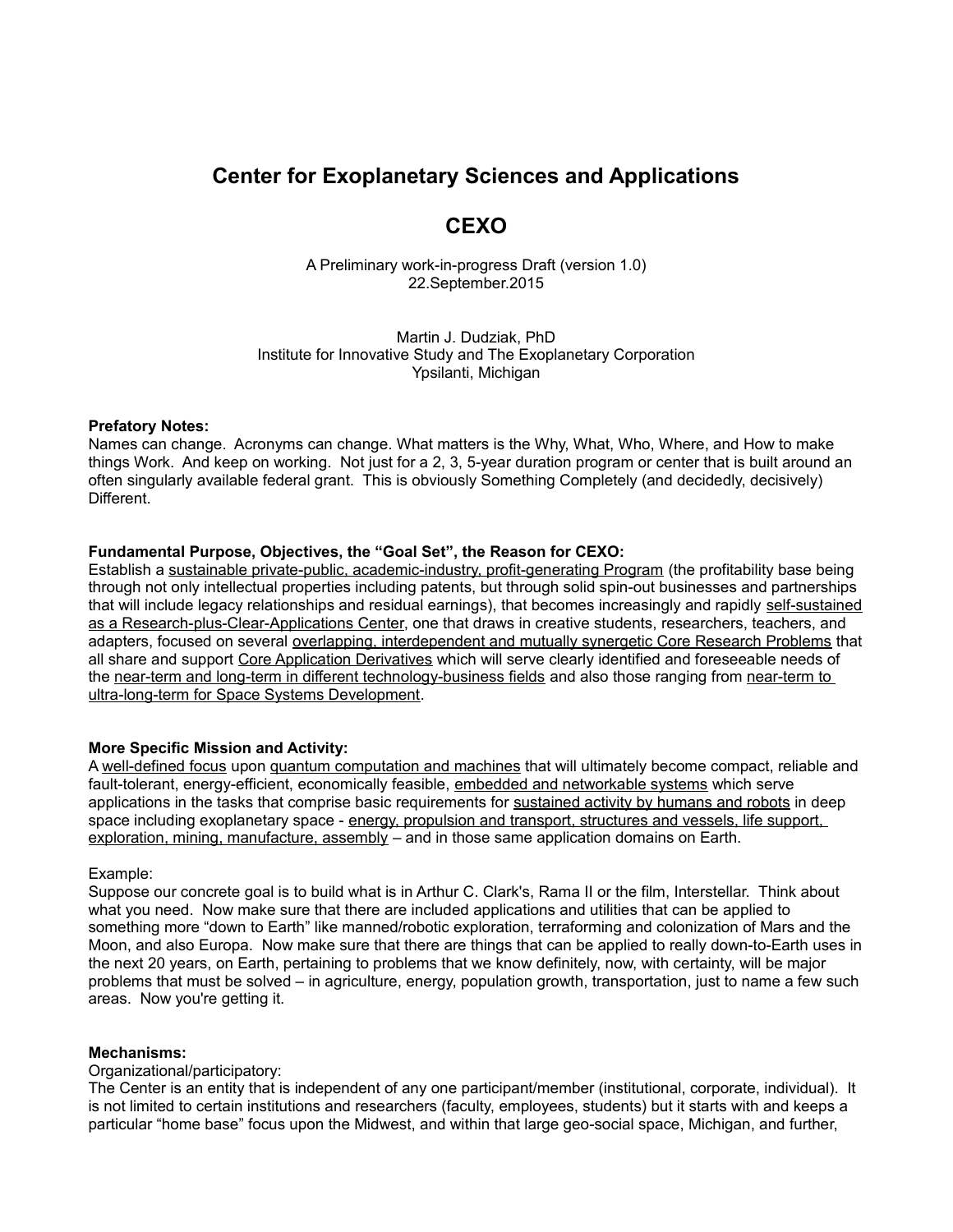# Center for Exoplanetary Sciences and Applications

# CEXO

A Preliminary work-in-progress Draft (version 1.0)
22.September.2015

Martin J. Dudziak, PhD
Institute for Innovative Study and The Exoplanetary Corporation
Ypsilanti, Michigan

**Prefatory Notes:**
Names can change. Acronyms can change. What matters is the Why, What, Who, Where, and How to make things Work. And keep on working. Not just for a 2, 3, 5-year duration program or center that is built around an often singularly available federal grant. This is obviously Something Completely (and decidedly, decisively) Different.

**Fundamental Purpose, Objectives, the "Goal Set", the Reason for CEXO:**
Establish a <u>sustainable private-public, academic-industry, profit-generating Program</u> (the profitability base being through not only intellectual properties including patents, but through solid spin-out businesses and partnerships that will include legacy relationships and residual earnings), that becomes increasingly and rapidly <u>self-sustained as a Research-plus-Clear-Applications Center</u>, one that draws in creative students, researchers, teachers, and adapters, focused on several <u>overlapping, interdependent and mutually synergetic Core Research Problems</u> that all share and support <u>Core Application Derivatives</u> which will serve clearly identified and foreseeable needs of the <u>near-term and long-term in different technology-business fields</u> and also those ranging from <u>near-term to ultra-long-term for Space Systems Development</u>.

**More Specific Mission and Activity:**
A <u>well-defined focus</u> upon <u>quantum computation and machines</u> that will ultimately become compact, reliable and fault-tolerant, energy-efficient, economically feasible, <u>embedded and networkable systems</u> which serve applications in the tasks that comprise basic requirements for <u>sustained activity by humans and robots</u> in deep space including exoplanetary space - <u>energy, propulsion and transport, structures and vessels, life support, exploration, mining, manufacture, assembly</u> – and in those same application domains on Earth.

Example:
Suppose our concrete goal is to build what is in Arthur C. Clark's, Rama II or the film, Interstellar. Think about what you need. Now make sure that there are included applications and utilities that can be applied to something more "down to Earth" like manned/robotic exploration, terraforming and colonization of Mars and the Moon, and also Europa. Now make sure that there are things that can be applied to really down-to-Earth uses in the next 20 years, on Earth, pertaining to problems that we know definitely, now, with certainty, will be major problems that must be solved – in agriculture, energy, population growth, transportation, just to name a few such areas. Now you're getting it.

**Mechanisms:**
Organizational/participatory:
The Center is an entity that is independent of any one participant/member (institutional, corporate, individual). It is not limited to certain institutions and researchers (faculty, employees, students) but it starts with and keeps a particular "home base" focus upon the Midwest, and within that large geo-social space, Michigan, and further,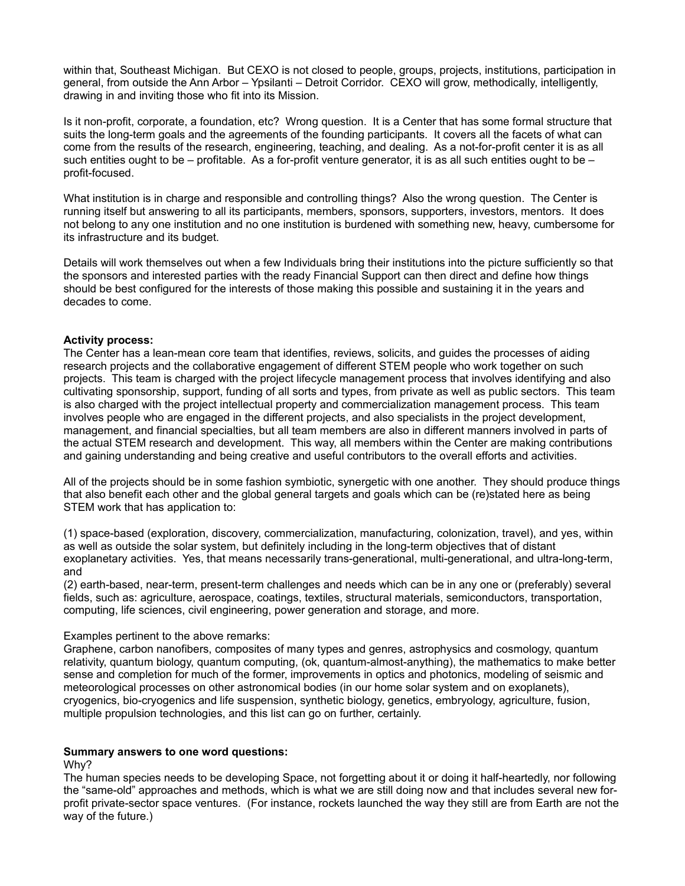within that, Southeast Michigan. But CEXO is not closed to people, groups, projects, institutions, participation in general, from outside the Ann Arbor – Ypsilanti – Detroit Corridor. CEXO will grow, methodically, intelligently, drawing in and inviting those who fit into its Mission.

Is it non-profit, corporate, a foundation, etc? Wrong question. It is a Center that has some formal structure that suits the long-term goals and the agreements of the founding participants. It covers all the facets of what can come from the results of the research, engineering, teaching, and dealing. As a not-for-profit center it is as all such entities ought to be – profitable. As a for-profit venture generator, it is as all such entities ought to be – profit-focused.

What institution is in charge and responsible and controlling things? Also the wrong question. The Center is running itself but answering to all its participants, members, sponsors, supporters, investors, mentors. It does not belong to any one institution and no one institution is burdened with something new, heavy, cumbersome for its infrastructure and its budget.

Details will work themselves out when a few Individuals bring their institutions into the picture sufficiently so that the sponsors and interested parties with the ready Financial Support can then direct and define how things should be best configured for the interests of those making this possible and sustaining it in the years and decades to come.

**Activity process:**
The Center has a lean-mean core team that identifies, reviews, solicits, and guides the processes of aiding research projects and the collaborative engagement of different STEM people who work together on such projects. This team is charged with the project lifecycle management process that involves identifying and also cultivating sponsorship, support, funding of all sorts and types, from private as well as public sectors. This team is also charged with the project intellectual property and commercialization management process. This team involves people who are engaged in the different projects, and also specialists in the project development, management, and financial specialties, but all team members are also in different manners involved in parts of the actual STEM research and development. This way, all members within the Center are making contributions and gaining understanding and being creative and useful contributors to the overall efforts and activities.

All of the projects should be in some fashion symbiotic, synergetic with one another. They should produce things that also benefit each other and the global general targets and goals which can be (re)stated here as being STEM work that has application to:

(1) space-based (exploration, discovery, commercialization, manufacturing, colonization, travel), and yes, within as well as outside the solar system, but definitely including in the long-term objectives that of distant exoplanetary activities. Yes, that means necessarily trans-generational, multi-generational, and ultra-long-term, and
(2) earth-based, near-term, present-term challenges and needs which can be in any one or (preferably) several fields, such as: agriculture, aerospace, coatings, textiles, structural materials, semiconductors, transportation, computing, life sciences, civil engineering, power generation and storage, and more.

Examples pertinent to the above remarks:
Graphene, carbon nanofibers, composites of many types and genres, astrophysics and cosmology, quantum relativity, quantum biology, quantum computing, (ok, quantum-almost-anything), the mathematics to make better sense and completion for much of the former, improvements in optics and photonics, modeling of seismic and meteorological processes on other astronomical bodies (in our home solar system and on exoplanets), cryogenics, bio-cryogenics and life suspension, synthetic biology, genetics, embryology, agriculture, fusion, multiple propulsion technologies, and this list can go on further, certainly.

**Summary answers to one word questions:**
Why?
The human species needs to be developing Space, not forgetting about it or doing it half-heartedly, nor following the "same-old" approaches and methods, which is what we are still doing now and that includes several new for-profit private-sector space ventures. (For instance, rockets launched the way they still are from Earth are not the way of the future.)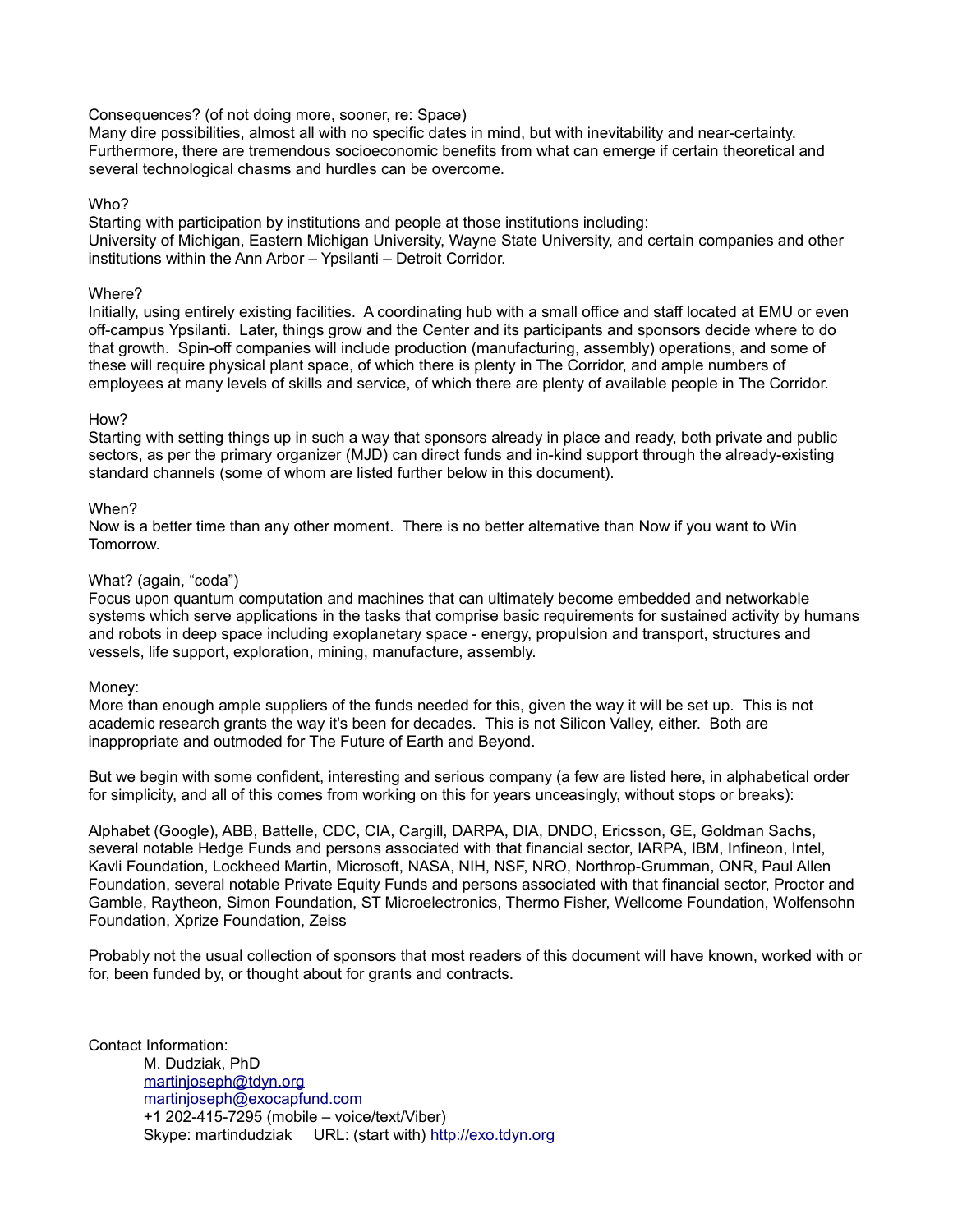Consequences? (of not doing more, sooner, re: Space)
Many dire possibilities, almost all with no specific dates in mind, but with inevitability and near-certainty. Furthermore, there are tremendous socioeconomic benefits from what can emerge if certain theoretical and several technological chasms and hurdles can be overcome.

Who?
Starting with participation by institutions and people at those institutions including:
University of Michigan, Eastern Michigan University, Wayne State University, and certain companies and other institutions within the Ann Arbor – Ypsilanti – Detroit Corridor.

Where?
Initially, using entirely existing facilities. A coordinating hub with a small office and staff located at EMU or even off-campus Ypsilanti. Later, things grow and the Center and its participants and sponsors decide where to do that growth. Spin-off companies will include production (manufacturing, assembly) operations, and some of these will require physical plant space, of which there is plenty in The Corridor, and ample numbers of employees at many levels of skills and service, of which there are plenty of available people in The Corridor.

How?
Starting with setting things up in such a way that sponsors already in place and ready, both private and public sectors, as per the primary organizer (MJD) can direct funds and in-kind support through the already-existing standard channels (some of whom are listed further below in this document).

When?
Now is a better time than any other moment. There is no better alternative than Now if you want to Win Tomorrow.

What? (again, "coda")
Focus upon quantum computation and machines that can ultimately become embedded and networkable systems which serve applications in the tasks that comprise basic requirements for sustained activity by humans and robots in deep space including exoplanetary space - energy, propulsion and transport, structures and vessels, life support, exploration, mining, manufacture, assembly.

Money:
More than enough ample suppliers of the funds needed for this, given the way it will be set up. This is not academic research grants the way it's been for decades. This is not Silicon Valley, either. Both are inappropriate and outmoded for The Future of Earth and Beyond.

But we begin with some confident, interesting and serious company (a few are listed here, in alphabetical order for simplicity, and all of this comes from working on this for years unceasingly, without stops or breaks):

Alphabet (Google), ABB, Battelle, CDC, CIA, Cargill, DARPA, DIA, DNDO, Ericsson, GE, Goldman Sachs, several notable Hedge Funds and persons associated with that financial sector, IARPA, IBM, Infineon, Intel, Kavli Foundation, Lockheed Martin, Microsoft, NASA, NIH, NSF, NRO, Northrop-Grumman, ONR, Paul Allen Foundation, several notable Private Equity Funds and persons associated with that financial sector, Proctor and Gamble, Raytheon, Simon Foundation, ST Microelectronics, Thermo Fisher, Wellcome Foundation, Wolfensohn Foundation, Xprize Foundation, Zeiss

Probably not the usual collection of sponsors that most readers of this document will have known, worked with or for, been funded by, or thought about for grants and contracts.

Contact Information:
M. Dudziak, PhD
martinjoseph@tdyn.org
martinjoseph@exocapfund.com
+1 202-415-7295 (mobile – voice/text/Viber)
Skype: martindudziak URL: (start with) http://exo.tdyn.org